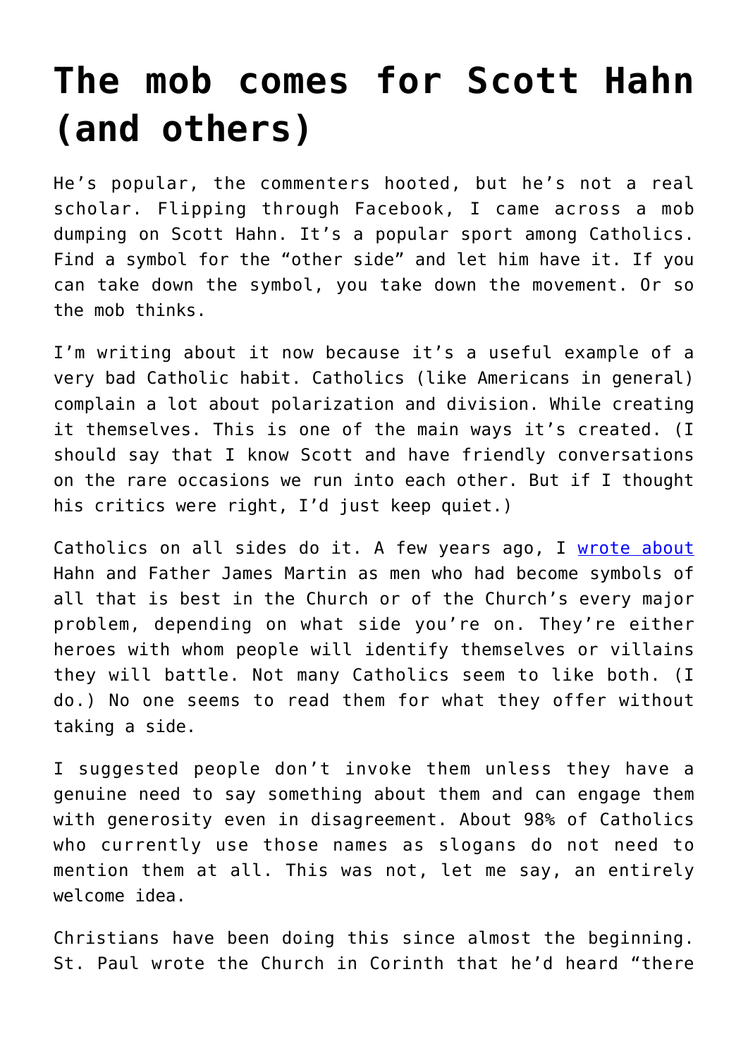# The mob comes for Scott Hahn (and others)

He's popular, the commenters hooted, but he's not a real scholar. Flipping through Facebook, I came across a mob dumping on Scott Hahn. It's a popular sport among Catholics. Find a symbol for the "other side" and let him have it. If you can take down the symbol, you take down the movement. Or so the mob thinks.

I'm writing about it now because it's a useful example of a very bad Catholic habit. Catholics (like Americans in general) complain a lot about polarization and division. While creating it themselves. This is one of the main ways it's created. (I should say that I know Scott and have friendly conversations on the rare occasions we run into each other. But if I thought his critics were right, I'd just keep quiet.)

Catholics on all sides do it. A few years ago, I wrote about Hahn and Father James Martin as men who had become symbols of all that is best in the Church or of the Church's every major problem, depending on what side you're on. They're either heroes with whom people will identify themselves or villains they will battle. Not many Catholics seem to like both. (I do.) No one seems to read them for what they offer without taking a side.

I suggested people don't invoke them unless they have a genuine need to say something about them and can engage them with generosity even in disagreement. About 98% of Catholics who currently use those names as slogans do not need to mention them at all. This was not, let me say, an entirely welcome idea.

Christians have been doing this since almost the beginning. St. Paul wrote the Church in Corinth that he'd heard "there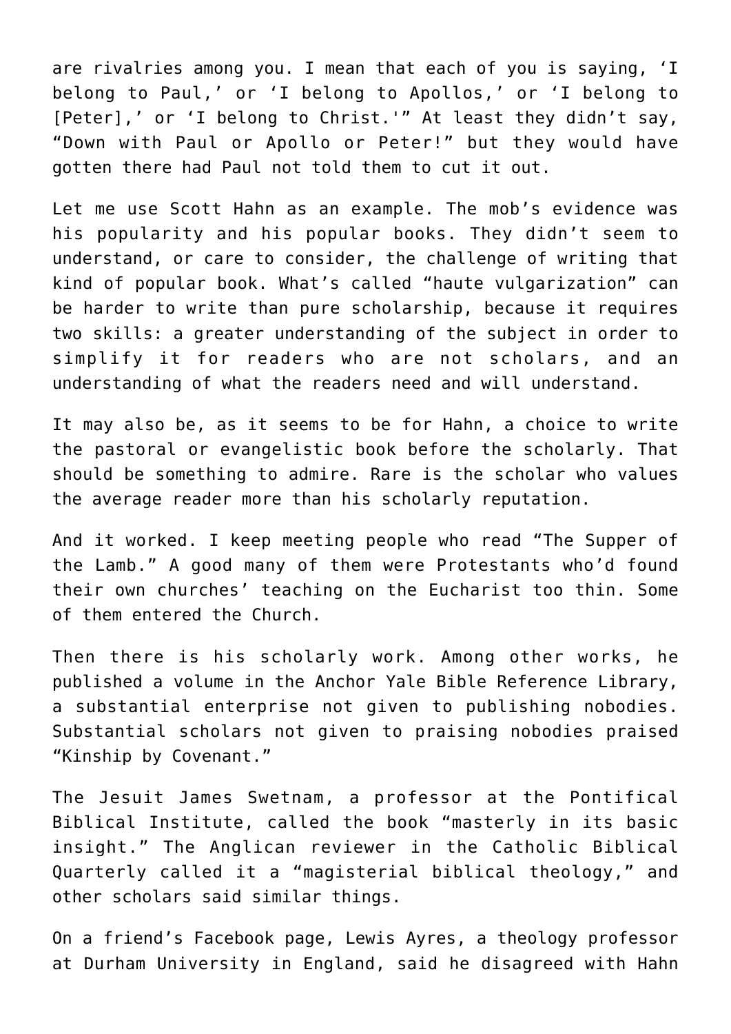are rivalries among you. I mean that each of you is saying, 'I belong to Paul,' or 'I belong to Apollos,' or 'I belong to [Peter],' or 'I belong to Christ.'" At least they didn't say, "Down with Paul or Apollo or Peter!" but they would have gotten there had Paul not told them to cut it out.

Let me use Scott Hahn as an example. The mob's evidence was his popularity and his popular books. They didn't seem to understand, or care to consider, the challenge of writing that kind of popular book. What's called "haute vulgarization" can be harder to write than pure scholarship, because it requires two skills: a greater understanding of the subject in order to simplify it for readers who are not scholars, and an understanding of what the readers need and will understand.

It may also be, as it seems to be for Hahn, a choice to write the pastoral or evangelistic book before the scholarly. That should be something to admire. Rare is the scholar who values the average reader more than his scholarly reputation.

And it worked. I keep meeting people who read "The Supper of the Lamb." A good many of them were Protestants who'd found their own churches' teaching on the Eucharist too thin. Some of them entered the Church.

Then there is his scholarly work. Among other works, he published a volume in the Anchor Yale Bible Reference Library, a substantial enterprise not given to publishing nobodies. Substantial scholars not given to praising nobodies praised "Kinship by Covenant."

The Jesuit James Swetnam, a professor at the Pontifical Biblical Institute, called the book "masterly in its basic insight." The Anglican reviewer in the Catholic Biblical Quarterly called it a "magisterial biblical theology," and other scholars said similar things.

On a friend's Facebook page, Lewis Ayres, a theology professor at Durham University in England, said he disagreed with Hahn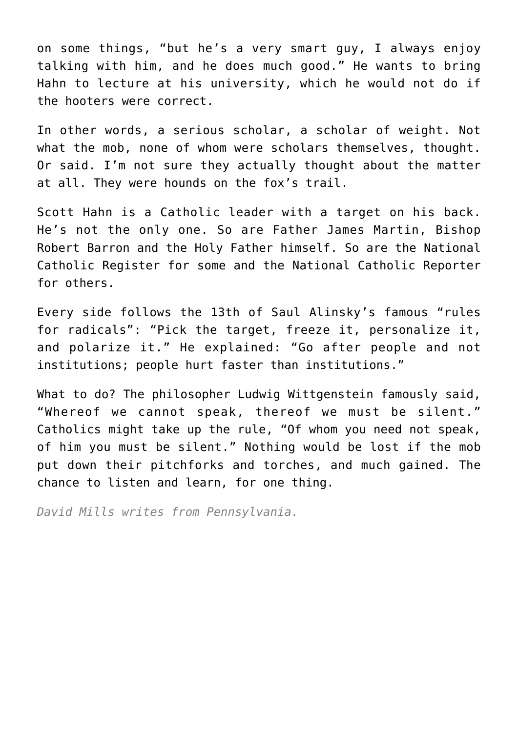on some things, "but he's a very smart guy, I always enjoy talking with him, and he does much good." He wants to bring Hahn to lecture at his university, which he would not do if the hooters were correct.

In other words, a serious scholar, a scholar of weight. Not what the mob, none of whom were scholars themselves, thought. Or said. I'm not sure they actually thought about the matter at all. They were hounds on the fox's trail.

Scott Hahn is a Catholic leader with a target on his back. He's not the only one. So are Father James Martin, Bishop Robert Barron and the Holy Father himself. So are the National Catholic Register for some and the National Catholic Reporter for others.

Every side follows the 13th of Saul Alinsky's famous "rules for radicals": "Pick the target, freeze it, personalize it, and polarize it." He explained: "Go after people and not institutions; people hurt faster than institutions."

What to do? The philosopher Ludwig Wittgenstein famously said, "Whereof we cannot speak, thereof we must be silent." Catholics might take up the rule, "Of whom you need not speak, of him you must be silent." Nothing would be lost if the mob put down their pitchforks and torches, and much gained. The chance to listen and learn, for one thing.

*David Mills writes from Pennsylvania.*